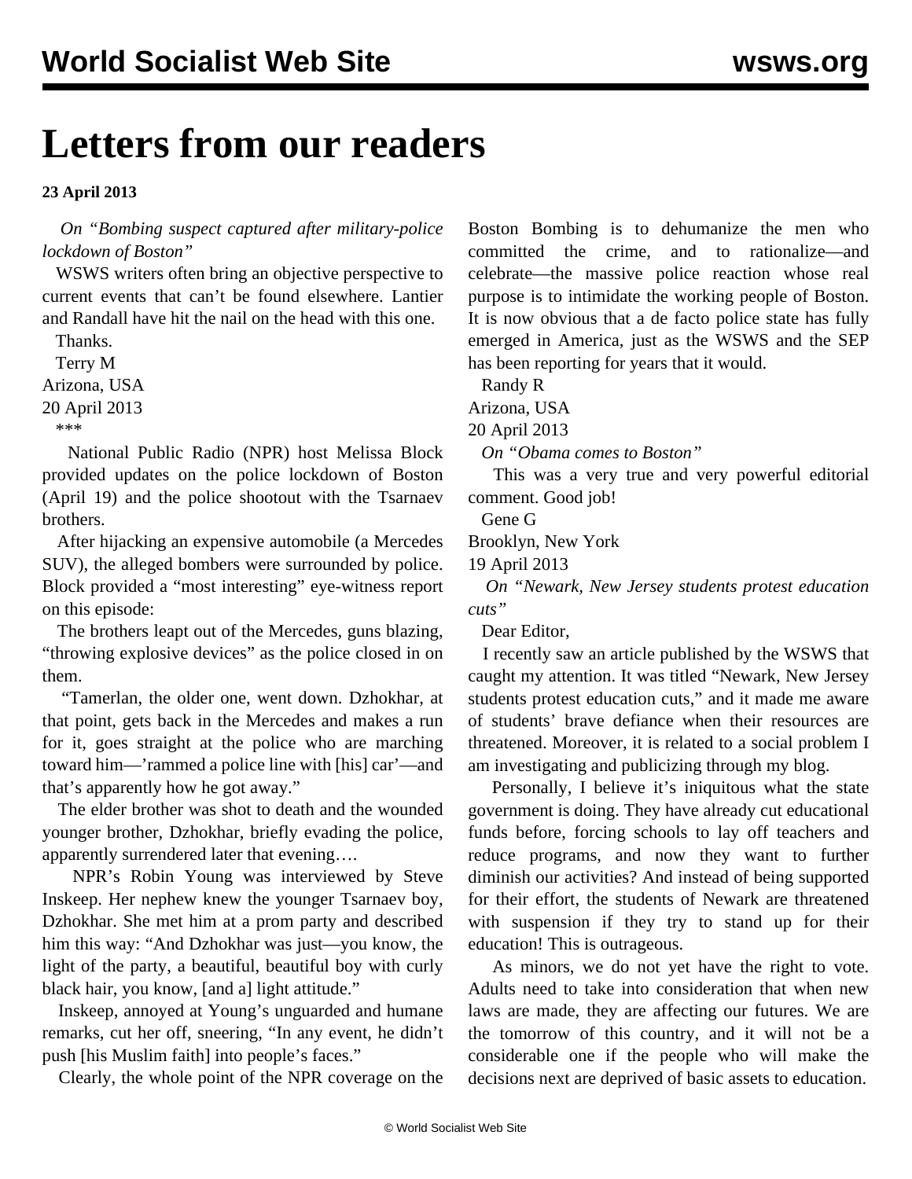# Letters from our readers

**23 April 2013**

*On "Bombing suspect captured after military-police lockdown of Boston"*

WSWS writers often bring an objective perspective to current events that can't be found elsewhere. Lantier and Randall have hit the nail on the head with this one.

Thanks.

Terry M
Arizona, USA
20 April 2013

\*\*\*

National Public Radio (NPR) host Melissa Block provided updates on the police lockdown of Boston (April 19) and the police shootout with the Tsarnaev brothers.

After hijacking an expensive automobile (a Mercedes SUV), the alleged bombers were surrounded by police. Block provided a "most interesting" eye-witness report on this episode:

The brothers leapt out of the Mercedes, guns blazing, "throwing explosive devices" as the police closed in on them.

"Tamerlan, the older one, went down. Dzhokhar, at that point, gets back in the Mercedes and makes a run for it, goes straight at the police who are marching toward him—'rammed a police line with [his] car'—and that's apparently how he got away."

The elder brother was shot to death and the wounded younger brother, Dzhokhar, briefly evading the police, apparently surrendered later that evening….

NPR's Robin Young was interviewed by Steve Inskeep. Her nephew knew the younger Tsarnaev boy, Dzhokhar. She met him at a prom party and described him this way: "And Dzhokhar was just—you know, the light of the party, a beautiful, beautiful boy with curly black hair, you know, [and a] light attitude."

Inskeep, annoyed at Young's unguarded and humane remarks, cut her off, sneering, "In any event, he didn't push [his Muslim faith] into people's faces."

Clearly, the whole point of the NPR coverage on the Boston Bombing is to dehumanize the men who committed the crime, and to rationalize—and celebrate—the massive police reaction whose real purpose is to intimidate the working people of Boston. It is now obvious that a de facto police state has fully emerged in America, just as the WSWS and the SEP has been reporting for years that it would.

Randy R
Arizona, USA
20 April 2013

*On "Obama comes to Boston"*

This was a very true and very powerful editorial comment. Good job!

Gene G
Brooklyn, New York
19 April 2013

*On "Newark, New Jersey students protest education cuts"*

Dear Editor,

I recently saw an article published by the WSWS that caught my attention. It was titled "Newark, New Jersey students protest education cuts," and it made me aware of students' brave defiance when their resources are threatened. Moreover, it is related to a social problem I am investigating and publicizing through my blog.

Personally, I believe it's iniquitous what the state government is doing. They have already cut educational funds before, forcing schools to lay off teachers and reduce programs, and now they want to further diminish our activities? And instead of being supported for their effort, the students of Newark are threatened with suspension if they try to stand up for their education! This is outrageous.

As minors, we do not yet have the right to vote. Adults need to take into consideration that when new laws are made, they are affecting our futures. We are the tomorrow of this country, and it will not be a considerable one if the people who will make the decisions next are deprived of basic assets to education.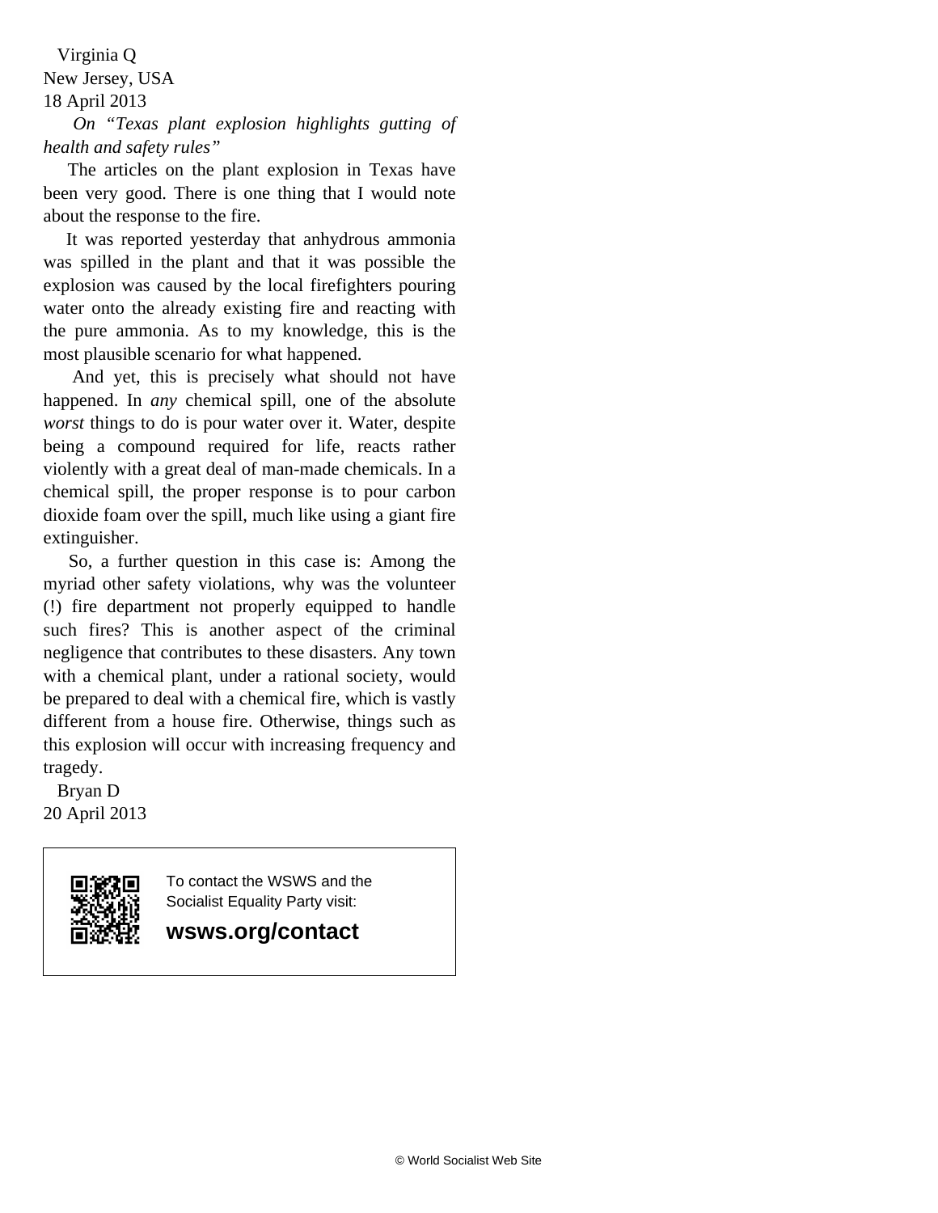Virginia Q
New Jersey, USA
18 April 2013

*On "Texas plant explosion highlights gutting of health and safety rules"*

The articles on the plant explosion in Texas have been very good. There is one thing that I would note about the response to the fire.

It was reported yesterday that anhydrous ammonia was spilled in the plant and that it was possible the explosion was caused by the local firefighters pouring water onto the already existing fire and reacting with the pure ammonia. As to my knowledge, this is the most plausible scenario for what happened.

And yet, this is precisely what should not have happened. In *any* chemical spill, one of the absolute *worst* things to do is pour water over it. Water, despite being a compound required for life, reacts rather violently with a great deal of man-made chemicals. In a chemical spill, the proper response is to pour carbon dioxide foam over the spill, much like using a giant fire extinguisher.

So, a further question in this case is: Among the myriad other safety violations, why was the volunteer (!) fire department not properly equipped to handle such fires? This is another aspect of the criminal negligence that contributes to these disasters. Any town with a chemical plant, under a rational society, would be prepared to deal with a chemical fire, which is vastly different from a house fire. Otherwise, things such as this explosion will occur with increasing frequency and tragedy.

Bryan D
20 April 2013

To contact the WSWS and the Socialist Equality Party visit:

**wsws.org/contact**